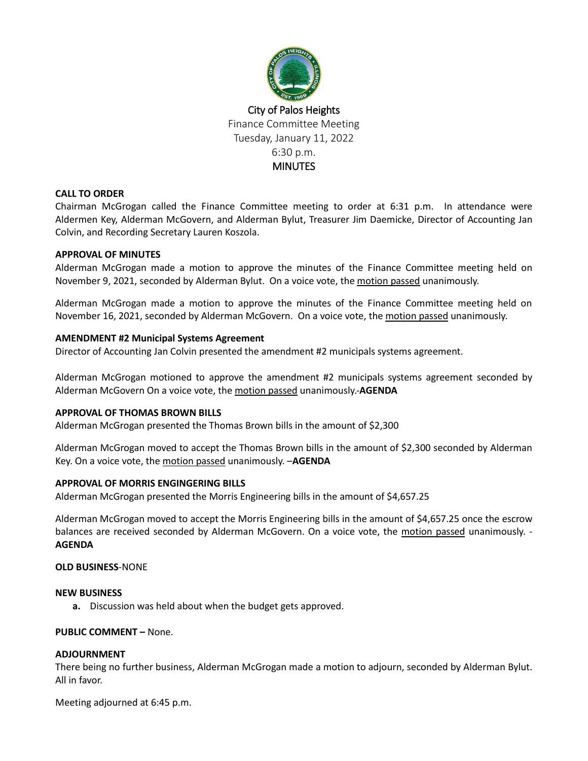City of Palos Heights

Finance Committee Meeting

Tuesday, January 11, 2022

6:30 p.m.

MINUTES

**CALL TO ORDER**

Chairman McGrogan called the Finance Committee meeting to order at 6:31 p.m. In attendance were Aldermen Key, Alderman McGovern, and Alderman Bylut, Treasurer Jim Daemicke, Director of Accounting Jan Colvin, and Recording Secretary Lauren Koszola.

**APPROVAL OF MINUTES**

Alderman McGrogan made a motion to approve the minutes of the Finance Committee meeting held on November 9, 2021, seconded by Alderman Bylut. On a voice vote, the motion passed unanimously.

Alderman McGrogan made a motion to approve the minutes of the Finance Committee meeting held on November 16, 2021, seconded by Alderman McGovern. On a voice vote, the motion passed unanimously.

**AMENDMENT #2 Municipal Systems Agreement**

Director of Accounting Jan Colvin presented the amendment #2 municipals systems agreement.

Alderman McGrogan motioned to approve the amendment #2 municipals systems agreement seconded by Alderman McGovern On a voice vote, the motion passed unanimously.-**AGENDA**

**APPROVAL OF THOMAS BROWN BILLS**

Alderman McGrogan presented the Thomas Brown bills in the amount of $2,300

Alderman McGrogan moved to accept the Thomas Brown bills in the amount of $2,300 seconded by Alderman Key. On a voice vote, the motion passed unanimously. –**AGENDA**

**APPROVAL OF MORRIS ENGINGERING BILLS**

Alderman McGrogan presented the Morris Engineering bills in the amount of $4,657.25

Alderman McGrogan moved to accept the Morris Engineering bills in the amount of $4,657.25 once the escrow balances are received seconded by Alderman McGovern. On a voice vote, the motion passed unanimously. - **AGENDA**

**OLD BUSINESS**-NONE

**NEW BUSINESS**

a. Discussion was held about when the budget gets approved.

**PUBLIC COMMENT –** None.

**ADJOURNMENT**

There being no further business, Alderman McGrogan made a motion to adjourn, seconded by Alderman Bylut. All in favor.

Meeting adjourned at 6:45 p.m.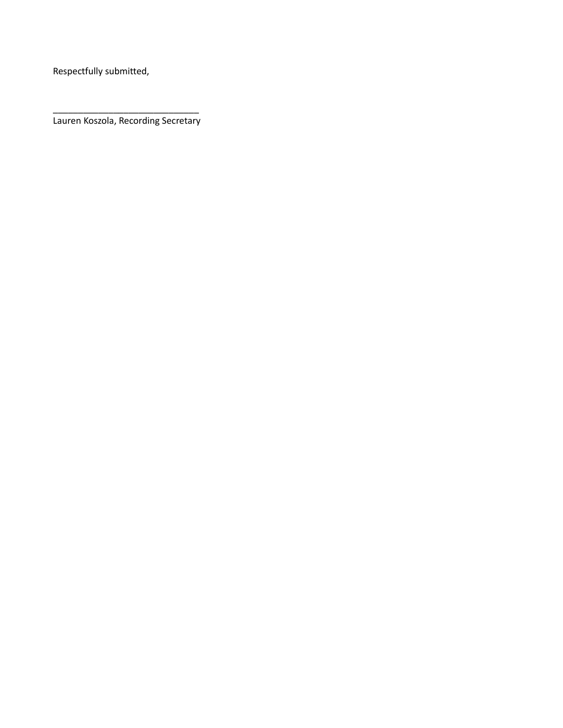Respectfully submitted,

______________________________
Lauren Koszola, Recording Secretary